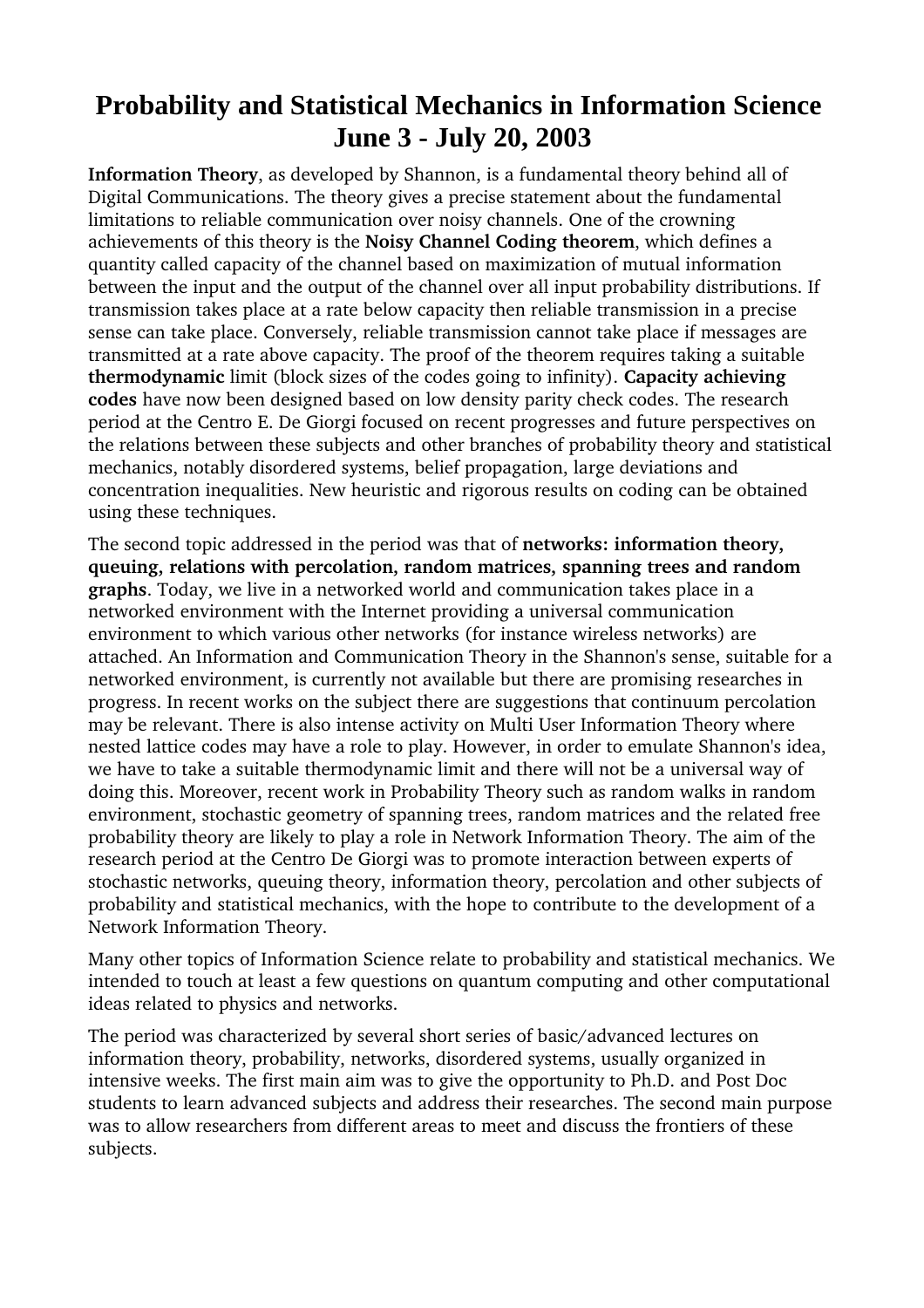# Probability and Statistical Mechanics in Information Science
# June 3 - July 20, 2003

**Information Theory**, as developed by Shannon, is a fundamental theory behind all of Digital Communications. The theory gives a precise statement about the fundamental limitations to reliable communication over noisy channels. One of the crowning achievements of this theory is the **Noisy Channel Coding theorem**, which defines a quantity called capacity of the channel based on maximization of mutual information between the input and the output of the channel over all input probability distributions. If transmission takes place at a rate below capacity then reliable transmission in a precise sense can take place. Conversely, reliable transmission cannot take place if messages are transmitted at a rate above capacity. The proof of the theorem requires taking a suitable **thermodynamic** limit (block sizes of the codes going to infinity). **Capacity achieving codes** have now been designed based on low density parity check codes. The research period at the Centro E. De Giorgi focused on recent progresses and future perspectives on the relations between these subjects and other branches of probability theory and statistical mechanics, notably disordered systems, belief propagation, large deviations and concentration inequalities. New heuristic and rigorous results on coding can be obtained using these techniques.

The second topic addressed in the period was that of **networks: information theory, queuing, relations with percolation, random matrices, spanning trees and random graphs**. Today, we live in a networked world and communication takes place in a networked environment with the Internet providing a universal communication environment to which various other networks (for instance wireless networks) are attached. An Information and Communication Theory in the Shannon's sense, suitable for a networked environment, is currently not available but there are promising researches in progress. In recent works on the subject there are suggestions that continuum percolation may be relevant. There is also intense activity on Multi User Information Theory where nested lattice codes may have a role to play. However, in order to emulate Shannon's idea, we have to take a suitable thermodynamic limit and there will not be a universal way of doing this. Moreover, recent work in Probability Theory such as random walks in random environment, stochastic geometry of spanning trees, random matrices and the related free probability theory are likely to play a role in Network Information Theory. The aim of the research period at the Centro De Giorgi was to promote interaction between experts of stochastic networks, queuing theory, information theory, percolation and other subjects of probability and statistical mechanics, with the hope to contribute to the development of a Network Information Theory.

Many other topics of Information Science relate to probability and statistical mechanics. We intended to touch at least a few questions on quantum computing and other computational ideas related to physics and networks.

The period was characterized by several short series of basic/advanced lectures on information theory, probability, networks, disordered systems, usually organized in intensive weeks. The first main aim was to give the opportunity to Ph.D. and Post Doc students to learn advanced subjects and address their researches. The second main purpose was to allow researchers from different areas to meet and discuss the frontiers of these subjects.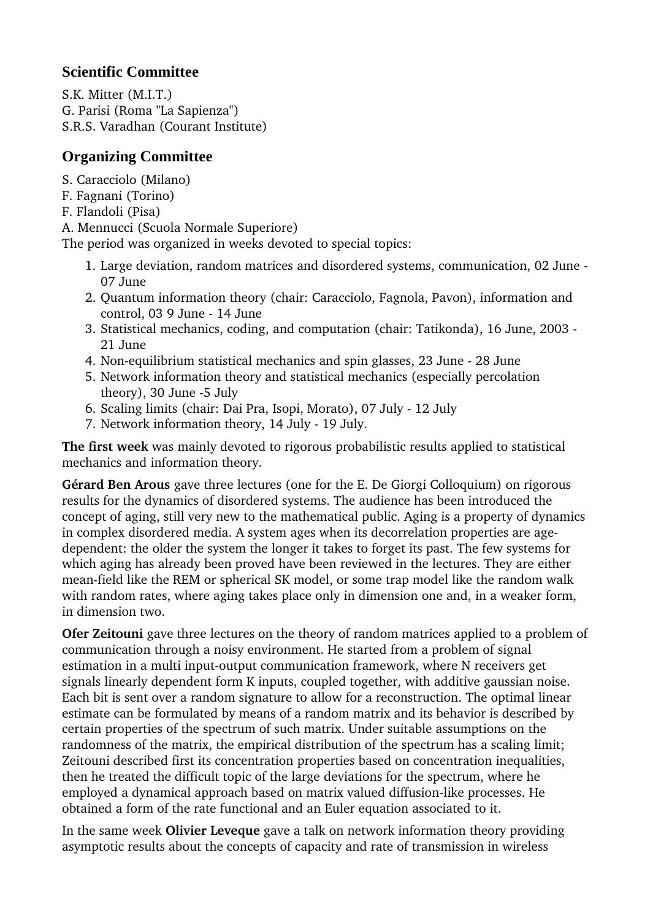## Scientific Committee

S.K. Mitter (M.I.T.)
G. Parisi (Roma "La Sapienza")
S.R.S. Varadhan (Courant Institute)

## Organizing Committee

S. Caracciolo (Milano)
F. Fagnani (Torino)
F. Flandoli (Pisa)
A. Mennucci (Scuola Normale Superiore)
The period was organized in weeks devoted to special topics:

1. Large deviation, random matrices and disordered systems, communication, 02 June - 07 June
2. Quantum information theory (chair: Caracciolo, Fagnola, Pavon), information and control, 03 9 June - 14 June
3. Statistical mechanics, coding, and computation (chair: Tatikonda), 16 June, 2003 - 21 June
4. Non-equilibrium statistical mechanics and spin glasses, 23 June - 28 June
5. Network information theory and statistical mechanics (especially percolation theory), 30 June -5 July
6. Scaling limits (chair: Dai Pra, Isopi, Morato), 07 July - 12 July
7. Network information theory, 14 July - 19 July.

**The first week** was mainly devoted to rigorous probabilistic results applied to statistical mechanics and information theory.

**Gérard Ben Arous** gave three lectures (one for the E. De Giorgi Colloquium) on rigorous results for the dynamics of disordered systems. The audience has been introduced the concept of aging, still very new to the mathematical public. Aging is a property of dynamics in complex disordered media. A system ages when its decorrelation properties are age-dependent: the older the system the longer it takes to forget its past. The few systems for which aging has already been proved have been reviewed in the lectures. They are either mean-field like the REM or spherical SK model, or some trap model like the random walk with random rates, where aging takes place only in dimension one and, in a weaker form, in dimension two.

**Ofer Zeitouni** gave three lectures on the theory of random matrices applied to a problem of communication through a noisy environment. He started from a problem of signal estimation in a multi input-output communication framework, where N receivers get signals linearly dependent form K inputs, coupled together, with additive gaussian noise. Each bit is sent over a random signature to allow for a reconstruction. The optimal linear estimate can be formulated by means of a random matrix and its behavior is described by certain properties of the spectrum of such matrix. Under suitable assumptions on the randomness of the matrix, the empirical distribution of the spectrum has a scaling limit; Zeitouni described first its concentration properties based on concentration inequalities, then he treated the difficult topic of the large deviations for the spectrum, where he employed a dynamical approach based on matrix valued diffusion-like processes. He obtained a form of the rate functional and an Euler equation associated to it.

In the same week **Olivier Leveque** gave a talk on network information theory providing asymptotic results about the concepts of capacity and rate of transmission in wireless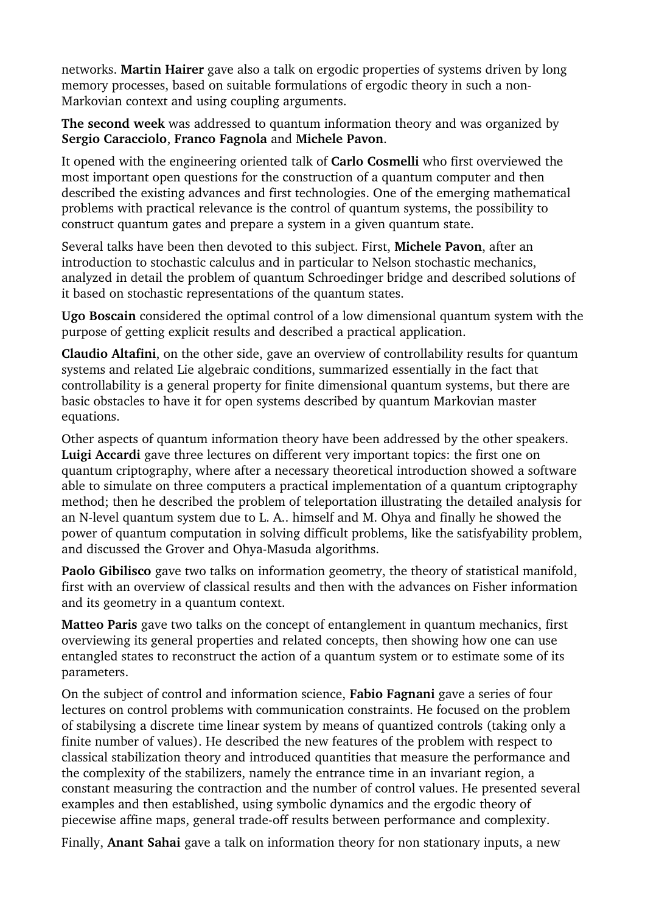networks. **Martin Hairer** gave also a talk on ergodic properties of systems driven by long memory processes, based on suitable formulations of ergodic theory in such a non-Markovian context and using coupling arguments.

**The second week** was addressed to quantum information theory and was organized by **Sergio Caracciolo**, **Franco Fagnola** and **Michele Pavon**.

It opened with the engineering oriented talk of **Carlo Cosmelli** who first overviewed the most important open questions for the construction of a quantum computer and then described the existing advances and first technologies. One of the emerging mathematical problems with practical relevance is the control of quantum systems, the possibility to construct quantum gates and prepare a system in a given quantum state.

Several talks have been then devoted to this subject. First, **Michele Pavon**, after an introduction to stochastic calculus and in particular to Nelson stochastic mechanics, analyzed in detail the problem of quantum Schroedinger bridge and described solutions of it based on stochastic representations of the quantum states.

**Ugo Boscain** considered the optimal control of a low dimensional quantum system with the purpose of getting explicit results and described a practical application.

**Claudio Altafini**, on the other side, gave an overview of controllability results for quantum systems and related Lie algebraic conditions, summarized essentially in the fact that controllability is a general property for finite dimensional quantum systems, but there are basic obstacles to have it for open systems described by quantum Markovian master equations.

Other aspects of quantum information theory have been addressed by the other speakers. **Luigi Accardi** gave three lectures on different very important topics: the first one on quantum criptography, where after a necessary theoretical introduction showed a software able to simulate on three computers a practical implementation of a quantum criptography method; then he described the problem of teleportation illustrating the detailed analysis for an N-level quantum system due to L. A.. himself and M. Ohya and finally he showed the power of quantum computation in solving difficult problems, like the satisfyability problem, and discussed the Grover and Ohya-Masuda algorithms.

**Paolo Gibilisco** gave two talks on information geometry, the theory of statistical manifold, first with an overview of classical results and then with the advances on Fisher information and its geometry in a quantum context.

**Matteo Paris** gave two talks on the concept of entanglement in quantum mechanics, first overviewing its general properties and related concepts, then showing how one can use entangled states to reconstruct the action of a quantum system or to estimate some of its parameters.

On the subject of control and information science, **Fabio Fagnani** gave a series of four lectures on control problems with communication constraints. He focused on the problem of stabilysing a discrete time linear system by means of quantized controls (taking only a finite number of values). He described the new features of the problem with respect to classical stabilization theory and introduced quantities that measure the performance and the complexity of the stabilizers, namely the entrance time in an invariant region, a constant measuring the contraction and the number of control values. He presented several examples and then established, using symbolic dynamics and the ergodic theory of piecewise affine maps, general trade-off results between performance and complexity.

Finally, **Anant Sahai** gave a talk on information theory for non stationary inputs, a new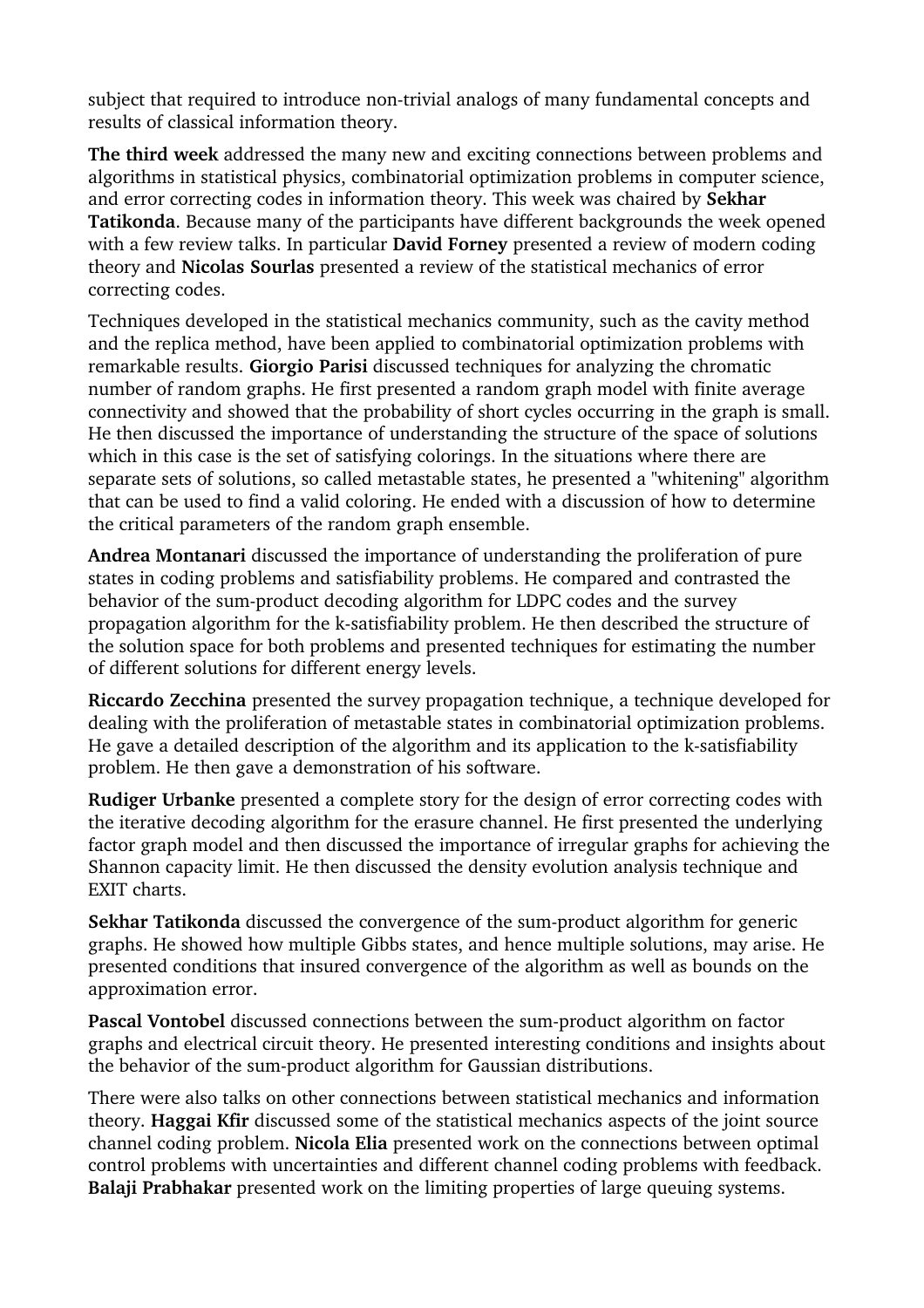subject that required to introduce non-trivial analogs of many fundamental concepts and results of classical information theory.

**The third week** addressed the many new and exciting connections between problems and algorithms in statistical physics, combinatorial optimization problems in computer science, and error correcting codes in information theory. This week was chaired by **Sekhar Tatikonda**. Because many of the participants have different backgrounds the week opened with a few review talks. In particular **David Forney** presented a review of modern coding theory and **Nicolas Sourlas** presented a review of the statistical mechanics of error correcting codes.

Techniques developed in the statistical mechanics community, such as the cavity method and the replica method, have been applied to combinatorial optimization problems with remarkable results. **Giorgio Parisi** discussed techniques for analyzing the chromatic number of random graphs. He first presented a random graph model with finite average connectivity and showed that the probability of short cycles occurring in the graph is small. He then discussed the importance of understanding the structure of the space of solutions which in this case is the set of satisfying colorings. In the situations where there are separate sets of solutions, so called metastable states, he presented a "whitening" algorithm that can be used to find a valid coloring. He ended with a discussion of how to determine the critical parameters of the random graph ensemble.

**Andrea Montanari** discussed the importance of understanding the proliferation of pure states in coding problems and satisfiability problems. He compared and contrasted the behavior of the sum-product decoding algorithm for LDPC codes and the survey propagation algorithm for the k-satisfiability problem. He then described the structure of the solution space for both problems and presented techniques for estimating the number of different solutions for different energy levels.

**Riccardo Zecchina** presented the survey propagation technique, a technique developed for dealing with the proliferation of metastable states in combinatorial optimization problems. He gave a detailed description of the algorithm and its application to the k-satisfiability problem. He then gave a demonstration of his software.

**Rudiger Urbanke** presented a complete story for the design of error correcting codes with the iterative decoding algorithm for the erasure channel. He first presented the underlying factor graph model and then discussed the importance of irregular graphs for achieving the Shannon capacity limit. He then discussed the density evolution analysis technique and EXIT charts.

**Sekhar Tatikonda** discussed the convergence of the sum-product algorithm for generic graphs. He showed how multiple Gibbs states, and hence multiple solutions, may arise. He presented conditions that insured convergence of the algorithm as well as bounds on the approximation error.

**Pascal Vontobel** discussed connections between the sum-product algorithm on factor graphs and electrical circuit theory. He presented interesting conditions and insights about the behavior of the sum-product algorithm for Gaussian distributions.

There were also talks on other connections between statistical mechanics and information theory. **Haggai Kfir** discussed some of the statistical mechanics aspects of the joint source channel coding problem. **Nicola Elia** presented work on the connections between optimal control problems with uncertainties and different channel coding problems with feedback. **Balaji Prabhakar** presented work on the limiting properties of large queuing systems.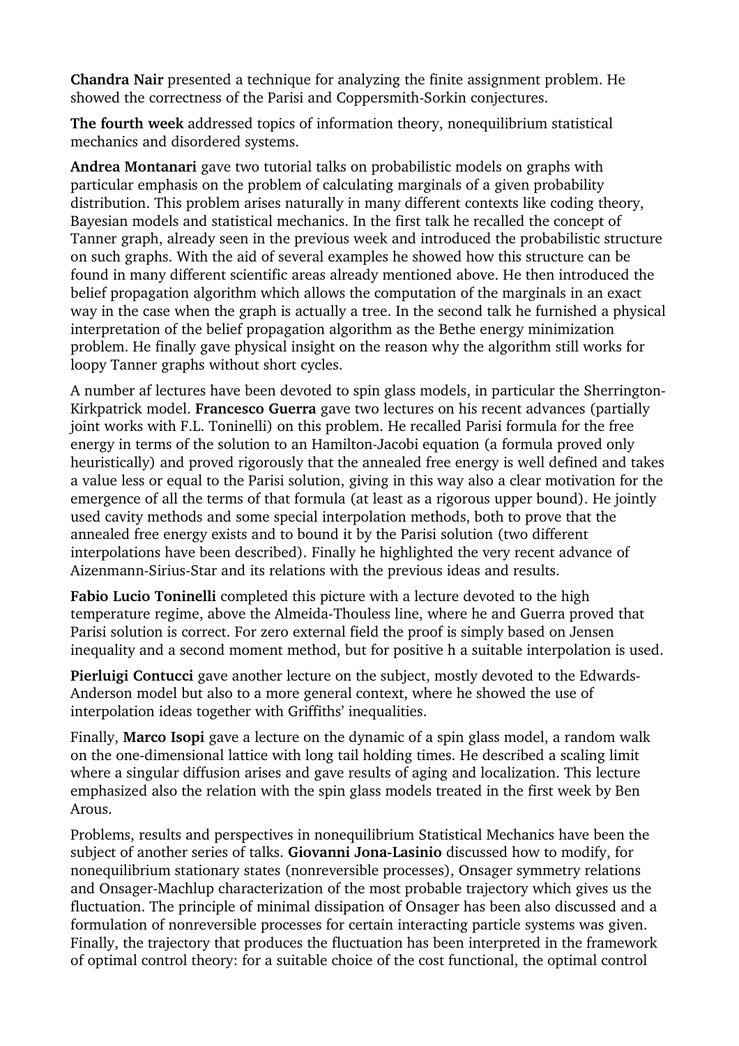**Chandra Nair** presented a technique for analyzing the finite assignment problem. He showed the correctness of the Parisi and Coppersmith-Sorkin conjectures.

**The fourth week** addressed topics of information theory, nonequilibrium statistical mechanics and disordered systems.

**Andrea Montanari** gave two tutorial talks on probabilistic models on graphs with particular emphasis on the problem of calculating marginals of a given probability distribution. This problem arises naturally in many different contexts like coding theory, Bayesian models and statistical mechanics. In the first talk he recalled the concept of Tanner graph, already seen in the previous week and introduced the probabilistic structure on such graphs. With the aid of several examples he showed how this structure can be found in many different scientific areas already mentioned above. He then introduced the belief propagation algorithm which allows the computation of the marginals in an exact way in the case when the graph is actually a tree. In the second talk he furnished a physical interpretation of the belief propagation algorithm as the Bethe energy minimization problem. He finally gave physical insight on the reason why the algorithm still works for loopy Tanner graphs without short cycles.

A number af lectures have been devoted to spin glass models, in particular the Sherrington-Kirkpatrick model. **Francesco Guerra** gave two lectures on his recent advances (partially joint works with F.L. Toninelli) on this problem. He recalled Parisi formula for the free energy in terms of the solution to an Hamilton-Jacobi equation (a formula proved only heuristically) and proved rigorously that the annealed free energy is well defined and takes a value less or equal to the Parisi solution, giving in this way also a clear motivation for the emergence of all the terms of that formula (at least as a rigorous upper bound). He jointly used cavity methods and some special interpolation methods, both to prove that the annealed free energy exists and to bound it by the Parisi solution (two different interpolations have been described). Finally he highlighted the very recent advance of Aizenmann-Sirius-Star and its relations with the previous ideas and results.

**Fabio Lucio Toninelli** completed this picture with a lecture devoted to the high temperature regime, above the Almeida-Thouless line, where he and Guerra proved that Parisi solution is correct. For zero external field the proof is simply based on Jensen inequality and a second moment method, but for positive h a suitable interpolation is used.

**Pierluigi Contucci** gave another lecture on the subject, mostly devoted to the Edwards-Anderson model but also to a more general context, where he showed the use of interpolation ideas together with Griffiths' inequalities.

Finally, **Marco Isopi** gave a lecture on the dynamic of a spin glass model, a random walk on the one-dimensional lattice with long tail holding times. He described a scaling limit where a singular diffusion arises and gave results of aging and localization. This lecture emphasized also the relation with the spin glass models treated in the first week by Ben Arous.

Problems, results and perspectives in nonequilibrium Statistical Mechanics have been the subject of another series of talks. **Giovanni Jona-Lasinio** discussed how to modify, for nonequilibrium stationary states (nonreversible processes), Onsager symmetry relations and Onsager-Machlup characterization of the most probable trajectory which gives us the fluctuation. The principle of minimal dissipation of Onsager has been also discussed and a formulation of nonreversible processes for certain interacting particle systems was given. Finally, the trajectory that produces the fluctuation has been interpreted in the framework of optimal control theory: for a suitable choice of the cost functional, the optimal control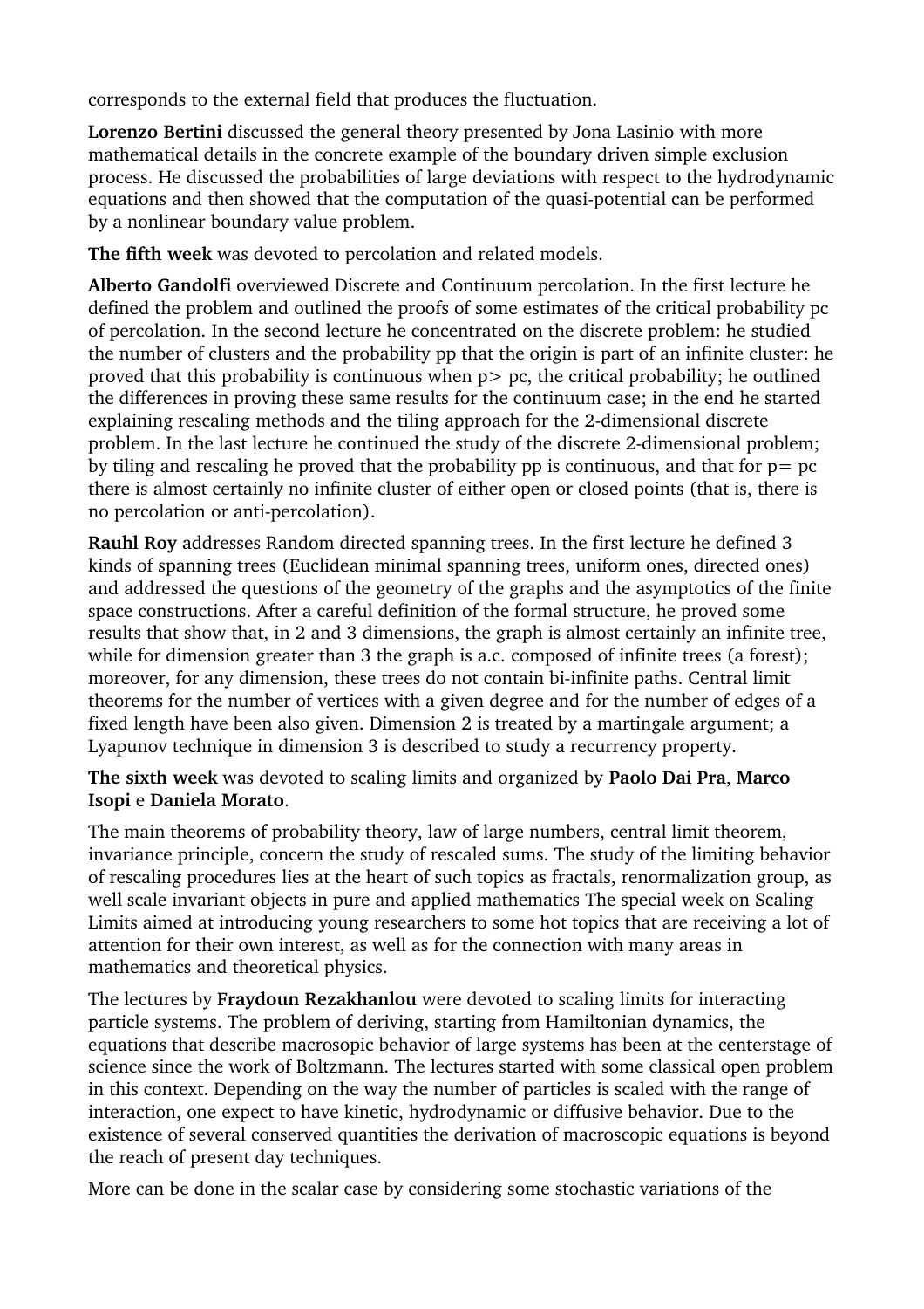corresponds to the external field that produces the fluctuation.

**Lorenzo Bertini** discussed the general theory presented by Jona Lasinio with more mathematical details in the concrete example of the boundary driven simple exclusion process. He discussed the probabilities of large deviations with respect to the hydrodynamic equations and then showed that the computation of the quasi-potential can be performed by a nonlinear boundary value problem.

**The fifth week** was devoted to percolation and related models.

**Alberto Gandolfi** overviewed Discrete and Continuum percolation. In the first lecture he defined the problem and outlined the proofs of some estimates of the critical probability pc of percolation. In the second lecture he concentrated on the discrete problem: he studied the number of clusters and the probability pp that the origin is part of an infinite cluster: he proved that this probability is continuous when p> pc, the critical probability; he outlined the differences in proving these same results for the continuum case; in the end he started explaining rescaling methods and the tiling approach for the 2-dimensional discrete problem. In the last lecture he continued the study of the discrete 2-dimensional problem; by tiling and rescaling he proved that the probability pp is continuous, and that for p= pc there is almost certainly no infinite cluster of either open or closed points (that is, there is no percolation or anti-percolation).

**Rauhl Roy** addresses Random directed spanning trees. In the first lecture he defined 3 kinds of spanning trees (Euclidean minimal spanning trees, uniform ones, directed ones) and addressed the questions of the geometry of the graphs and the asymptotics of the finite space constructions. After a careful definition of the formal structure, he proved some results that show that, in 2 and 3 dimensions, the graph is almost certainly an infinite tree, while for dimension greater than 3 the graph is a.c. composed of infinite trees (a forest); moreover, for any dimension, these trees do not contain bi-infinite paths. Central limit theorems for the number of vertices with a given degree and for the number of edges of a fixed length have been also given. Dimension 2 is treated by a martingale argument; a Lyapunov technique in dimension 3 is described to study a recurrency property.

**The sixth week** was devoted to scaling limits and organized by **Paolo Dai Pra**, **Marco Isopi** e **Daniela Morato**.

The main theorems of probability theory, law of large numbers, central limit theorem, invariance principle, concern the study of rescaled sums. The study of the limiting behavior of rescaling procedures lies at the heart of such topics as fractals, renormalization group, as well scale invariant objects in pure and applied mathematics The special week on Scaling Limits aimed at introducing young researchers to some hot topics that are receiving a lot of attention for their own interest, as well as for the connection with many areas in mathematics and theoretical physics.

The lectures by **Fraydoun Rezakhanlou** were devoted to scaling limits for interacting particle systems. The problem of deriving, starting from Hamiltonian dynamics, the equations that describe macrosopic behavior of large systems has been at the centerstage of science since the work of Boltzmann. The lectures started with some classical open problem in this context. Depending on the way the number of particles is scaled with the range of interaction, one expect to have kinetic, hydrodynamic or diffusive behavior. Due to the existence of several conserved quantities the derivation of macroscopic equations is beyond the reach of present day techniques.

More can be done in the scalar case by considering some stochastic variations of the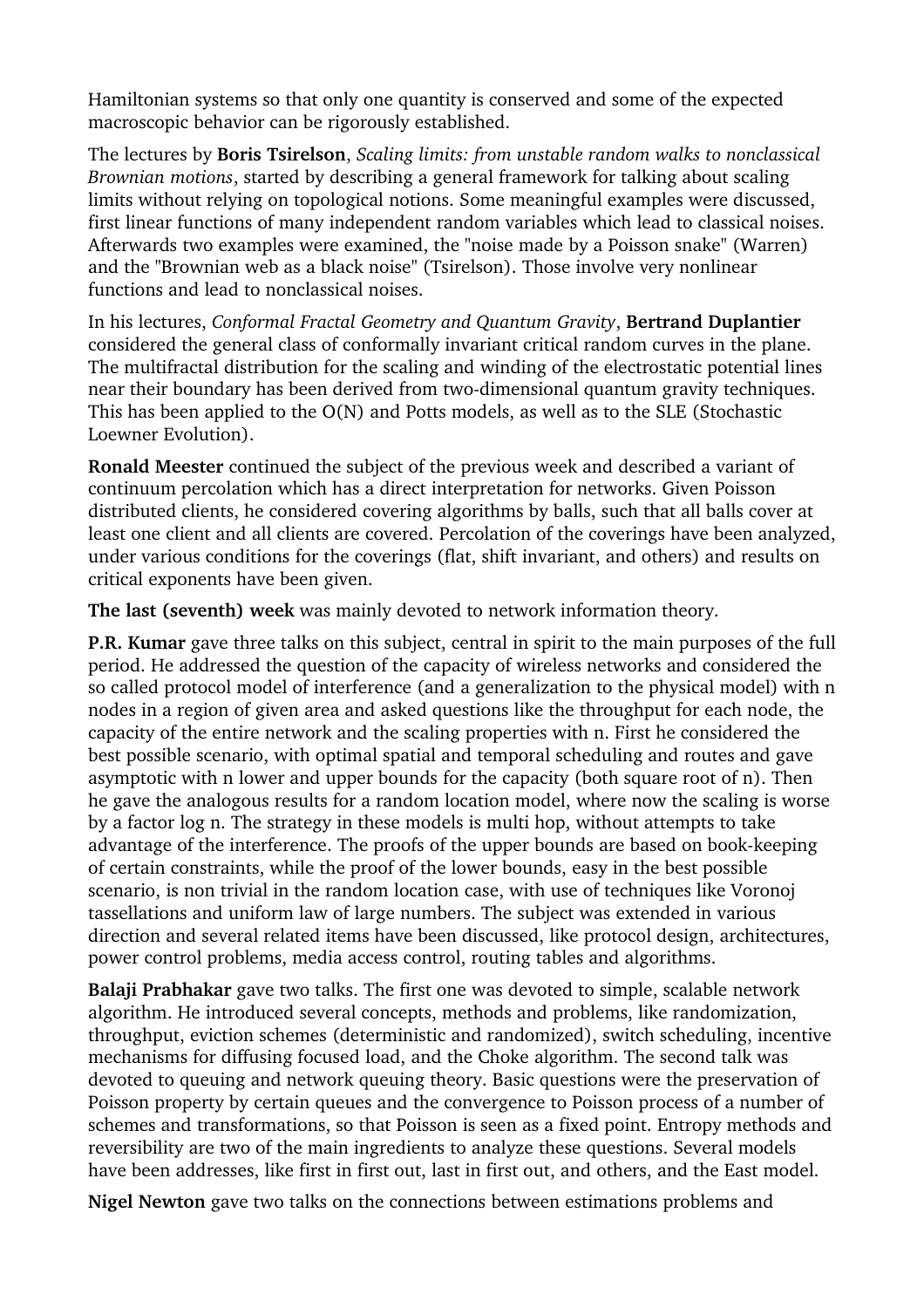Hamiltonian systems so that only one quantity is conserved and some of the expected macroscopic behavior can be rigorously established.

The lectures by **Boris Tsirelson**, *Scaling limits: from unstable random walks to nonclassical Brownian motions*, started by describing a general framework for talking about scaling limits without relying on topological notions. Some meaningful examples were discussed, first linear functions of many independent random variables which lead to classical noises. Afterwards two examples were examined, the "noise made by a Poisson snake" (Warren) and the "Brownian web as a black noise" (Tsirelson). Those involve very nonlinear functions and lead to nonclassical noises.

In his lectures, *Conformal Fractal Geometry and Quantum Gravity*, **Bertrand Duplantier** considered the general class of conformally invariant critical random curves in the plane. The multifractal distribution for the scaling and winding of the electrostatic potential lines near their boundary has been derived from two-dimensional quantum gravity techniques. This has been applied to the O(N) and Potts models, as well as to the SLE (Stochastic Loewner Evolution).

**Ronald Meester** continued the subject of the previous week and described a variant of continuum percolation which has a direct interpretation for networks. Given Poisson distributed clients, he considered covering algorithms by balls, such that all balls cover at least one client and all clients are covered. Percolation of the coverings have been analyzed, under various conditions for the coverings (flat, shift invariant, and others) and results on critical exponents have been given.

**The last (seventh) week** was mainly devoted to network information theory.

**P.R. Kumar** gave three talks on this subject, central in spirit to the main purposes of the full period. He addressed the question of the capacity of wireless networks and considered the so called protocol model of interference (and a generalization to the physical model) with n nodes in a region of given area and asked questions like the throughput for each node, the capacity of the entire network and the scaling properties with n. First he considered the best possible scenario, with optimal spatial and temporal scheduling and routes and gave asymptotic with n lower and upper bounds for the capacity (both square root of n). Then he gave the analogous results for a random location model, where now the scaling is worse by a factor log n. The strategy in these models is multi hop, without attempts to take advantage of the interference. The proofs of the upper bounds are based on book-keeping of certain constraints, while the proof of the lower bounds, easy in the best possible scenario, is non trivial in the random location case, with use of techniques like Voronoj tassellations and uniform law of large numbers. The subject was extended in various direction and several related items have been discussed, like protocol design, architectures, power control problems, media access control, routing tables and algorithms.

**Balaji Prabhakar** gave two talks. The first one was devoted to simple, scalable network algorithm. He introduced several concepts, methods and problems, like randomization, throughput, eviction schemes (deterministic and randomized), switch scheduling, incentive mechanisms for diffusing focused load, and the Choke algorithm. The second talk was devoted to queuing and network queuing theory. Basic questions were the preservation of Poisson property by certain queues and the convergence to Poisson process of a number of schemes and transformations, so that Poisson is seen as a fixed point. Entropy methods and reversibility are two of the main ingredients to analyze these questions. Several models have been addresses, like first in first out, last in first out, and others, and the East model.

**Nigel Newton** gave two talks on the connections between estimations problems and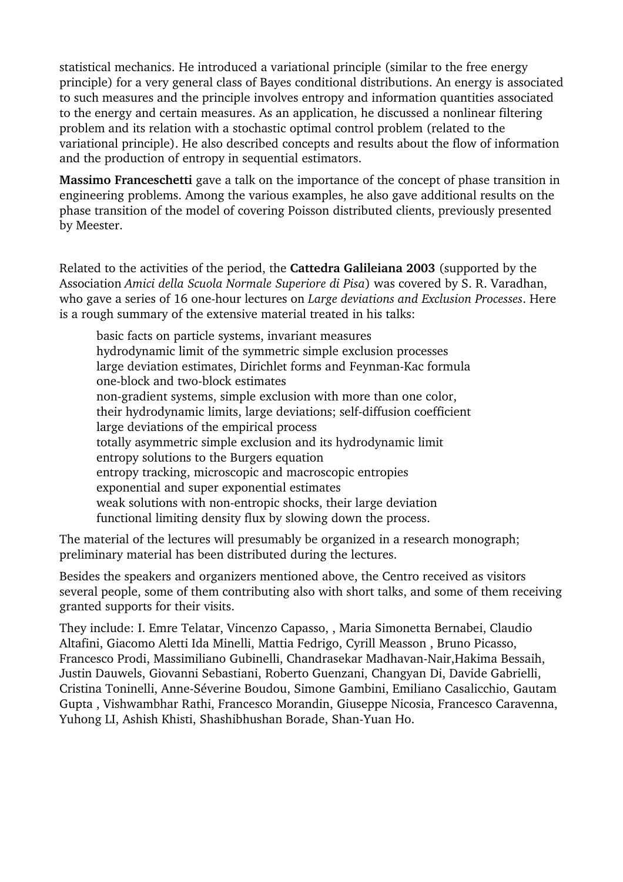statistical mechanics. He introduced a variational principle (similar to the free energy principle) for a very general class of Bayes conditional distributions. An energy is associated to such measures and the principle involves entropy and information quantities associated to the energy and certain measures. As an application, he discussed a nonlinear filtering problem and its relation with a stochastic optimal control problem (related to the variational principle). He also described concepts and results about the flow of information and the production of entropy in sequential estimators.

**Massimo Franceschetti** gave a talk on the importance of the concept of phase transition in engineering problems. Among the various examples, he also gave additional results on the phase transition of the model of covering Poisson distributed clients, previously presented by Meester.

Related to the activities of the period, the **Cattedra Galileiana 2003** (supported by the Association *Amici della Scuola Normale Superiore di Pisa*) was covered by S. R. Varadhan, who gave a series of 16 one-hour lectures on *Large deviations and Exclusion Processes*. Here is a rough summary of the extensive material treated in his talks:

> basic facts on particle systems, invariant measures
> hydrodynamic limit of the symmetric simple exclusion processes
> large deviation estimates, Dirichlet forms and Feynman-Kac formula
> one-block and two-block estimates
> non-gradient systems, simple exclusion with more than one color,
> their hydrodynamic limits, large deviations; self-diffusion coefficient
> large deviations of the empirical process
> totally asymmetric simple exclusion and its hydrodynamic limit
> entropy solutions to the Burgers equation
> entropy tracking, microscopic and macroscopic entropies
> exponential and super exponential estimates
> weak solutions with non-entropic shocks, their large deviation
> functional limiting density flux by slowing down the process.

The material of the lectures will presumably be organized in a research monograph; preliminary material has been distributed during the lectures.

Besides the speakers and organizers mentioned above, the Centro received as visitors several people, some of them contributing also with short talks, and some of them receiving granted supports for their visits.

They include: I. Emre Telatar, Vincenzo Capasso, , Maria Simonetta Bernabei, Claudio Altafini, Giacomo Aletti Ida Minelli, Mattia Fedrigo, Cyrill Measson , Bruno Picasso, Francesco Prodi, Massimiliano Gubinelli, Chandrasekar Madhavan-Nair,Hakima Bessaih, Justin Dauwels, Giovanni Sebastiani, Roberto Guenzani, Changyan Di, Davide Gabrielli, Cristina Toninelli, Anne-Séverine Boudou, Simone Gambini, Emiliano Casalicchio, Gautam Gupta , Vishwambhar Rathi, Francesco Morandin, Giuseppe Nicosia, Francesco Caravenna, Yuhong LI, Ashish Khisti, Shashibhushan Borade, Shan-Yuan Ho.